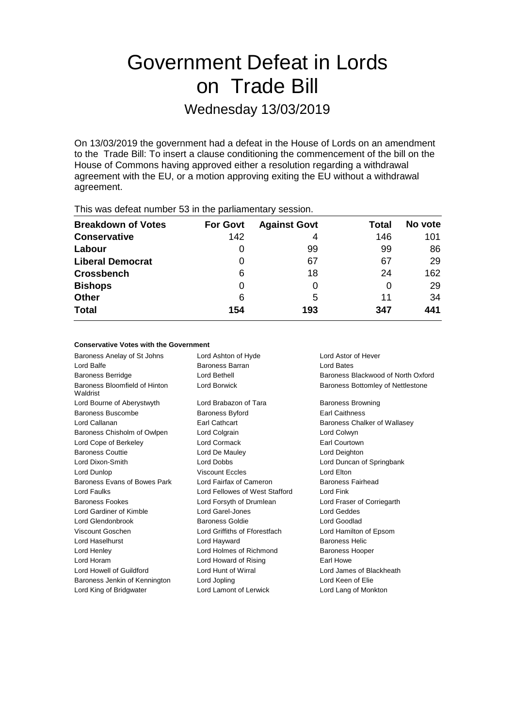# Government Defeat in Lords on Trade Bill

## Wednesday 13/03/2019

On 13/03/2019 the government had a defeat in the House of Lords on an amendment to the Trade Bill: To insert a clause conditioning the commencement of the bill on the House of Commons having approved either a resolution regarding a withdrawal agreement with the EU, or a motion approving exiting the EU without a withdrawal agreement.

This was defeat number 53 in the parliamentary session.

| Breakdown of Votes | For Govt | Against Govt | Total | No vote |
|---|---|---|---|---|
| **Conservative** | 142 | 4 | 146 | 101 |
| **Labour** | 0 | 99 | 99 | 86 |
| **Liberal Democrat** | 0 | 67 | 67 | 29 |
| **Crossbench** | 6 | 18 | 24 | 162 |
| **Bishops** | 0 | 0 | 0 | 29 |
| **Other** | 6 | 5 | 11 | 34 |
| **Total** | **154** | **193** | **347** | **441** |

**Conservative Votes with the Government**

| | | |
|---|---|---|
| Baroness Anelay of St Johns | Lord Ashton of Hyde | Lord Astor of Hever |
| Lord Balfe | Baroness Barran | Lord Bates |
| Baroness Berridge | Lord Bethell | Baroness Blackwood of North Oxford |
| Baroness Bloomfield of Hinton Waldrist | Lord Borwick | Baroness Bottomley of Nettlestone |
| Lord Bourne of Aberystwyth | Lord Brabazon of Tara | Baroness Browning |
| Baroness Buscombe | Baroness Byford | Earl Caithness |
| Lord Callanan | Earl Cathcart | Baroness Chalker of Wallasey |
| Baroness Chisholm of Owlpen | Lord Colgrain | Lord Colwyn |
| Lord Cope of Berkeley | Lord Cormack | Earl Courtown |
| Baroness Couttie | Lord De Mauley | Lord Deighton |
| Lord Dixon-Smith | Lord Dobbs | Lord Duncan of Springbank |
| Lord Dunlop | Viscount Eccles | Lord Elton |
| Baroness Evans of Bowes Park | Lord Fairfax of Cameron | Baroness Fairhead |
| Lord Faulks | Lord Fellowes of West Stafford | Lord Fink |
| Baroness Fookes | Lord Forsyth of Drumlean | Lord Fraser of Corriegarth |
| Lord Gardiner of Kimble | Lord Garel-Jones | Lord Geddes |
| Lord Glendonbrook | Baroness Goldie | Lord Goodlad |
| Viscount Goschen | Lord Griffiths of Fforestfach | Lord Hamilton of Epsom |
| Lord Haselhurst | Lord Hayward | Baroness Helic |
| Lord Henley | Lord Holmes of Richmond | Baroness Hooper |
| Lord Horam | Lord Howard of Rising | Earl Howe |
| Lord Howell of Guildford | Lord Hunt of Wirral | Lord James of Blackheath |
| Baroness Jenkin of Kennington | Lord Jopling | Lord Keen of Elie |
| Lord King of Bridgwater | Lord Lamont of Lerwick | Lord Lang of Monkton |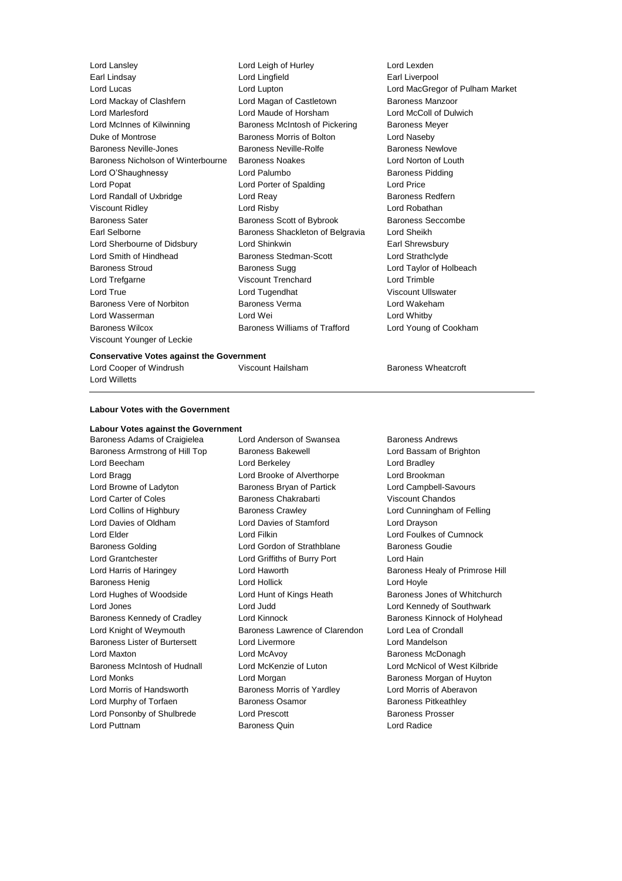Lord Lansley, Lord Leigh of Hurley, Lord Lexden, Earl Lindsay, Lord Lingfield, Earl Liverpool, Lord Lucas, Lord Lupton, Lord MacGregor of Pulham Market, Lord Mackay of Clashfern, Lord Magan of Castletown, Baroness Manzoor, Lord Marlesford, Lord Maude of Horsham, Lord McColl of Dulwich, Lord McInnes of Kilwinning, Baroness McIntosh of Pickering, Baroness Meyer, Duke of Montrose, Baroness Morris of Bolton, Lord Naseby, Baroness Neville-Jones, Baroness Neville-Rolfe, Baroness Newlove, Baroness Nicholson of Winterbourne, Baroness Noakes, Lord Norton of Louth, Lord O'Shaughnessy, Lord Palumbo, Baroness Pidding, Lord Popat, Lord Porter of Spalding, Lord Price, Lord Randall of Uxbridge, Lord Reay, Baroness Redfern, Viscount Ridley, Lord Risby, Lord Robathan, Baroness Sater, Baroness Scott of Bybrook, Baroness Seccombe, Earl Selborne, Baroness Shackleton of Belgravia, Lord Sheikh, Lord Sherbourne of Didsbury, Lord Shinkwin, Earl Shrewsbury, Lord Smith of Hindhead, Baroness Stedman-Scott, Lord Strathclyde, Baroness Stroud, Baroness Sugg, Lord Taylor of Holbeach, Lord Trefgarne, Viscount Trenchard, Lord Trimble, Lord True, Lord Tugendhat, Viscount Ullswater, Baroness Vere of Norbiton, Baroness Verma, Lord Wakeham, Lord Wasserman, Lord Wei, Lord Whitby, Baroness Wilcox, Baroness Williams of Trafford, Lord Young of Cookham, Viscount Younger of Leckie

**Conservative Votes against the Government**

Lord Cooper of Windrush, Viscount Hailsham, Baroness Wheatcroft, Lord Willetts

---

**Labour Votes with the Government**

**Labour Votes against the Government**

Baroness Adams of Craigielea, Lord Anderson of Swansea, Baroness Andrews, Baroness Armstrong of Hill Top, Baroness Bakewell, Lord Bassam of Brighton, Lord Beecham, Lord Berkeley, Lord Bradley, Lord Bragg, Lord Brooke of Alverthorpe, Lord Brookman, Lord Browne of Ladyton, Baroness Bryan of Partick, Lord Campbell-Savours, Lord Carter of Coles, Baroness Chakrabarti, Viscount Chandos, Lord Collins of Highbury, Baroness Crawley, Lord Cunningham of Felling, Lord Davies of Oldham, Lord Davies of Stamford, Lord Drayson, Lord Elder, Lord Filkin, Lord Foulkes of Cumnock, Baroness Golding, Lord Gordon of Strathblane, Baroness Goudie, Lord Grantchester, Lord Griffiths of Burry Port, Lord Hain, Lord Harris of Haringey, Lord Haworth, Baroness Healy of Primrose Hill, Baroness Henig, Lord Hollick, Lord Hoyle, Lord Hughes of Woodside, Lord Hunt of Kings Heath, Baroness Jones of Whitchurch, Lord Jones, Lord Judd, Lord Kennedy of Southwark, Baroness Kennedy of Cradley, Lord Kinnock, Baroness Kinnock of Holyhead, Lord Knight of Weymouth, Baroness Lawrence of Clarendon, Lord Lea of Crondall, Baroness Lister of Burtersett, Lord Livermore, Lord Mandelson, Lord Maxton, Lord McAvoy, Baroness McDonagh, Baroness McIntosh of Hudnall, Lord McKenzie of Luton, Lord McNicol of West Kilbride, Lord Monks, Lord Morgan, Baroness Morgan of Huyton, Lord Morris of Handsworth, Baroness Morris of Yardley, Lord Morris of Aberavon, Lord Murphy of Torfaen, Baroness Osamor, Baroness Pitkeathley, Lord Ponsonby of Shulbrede, Lord Prescott, Baroness Prosser, Lord Puttnam, Baroness Quin, Lord Radice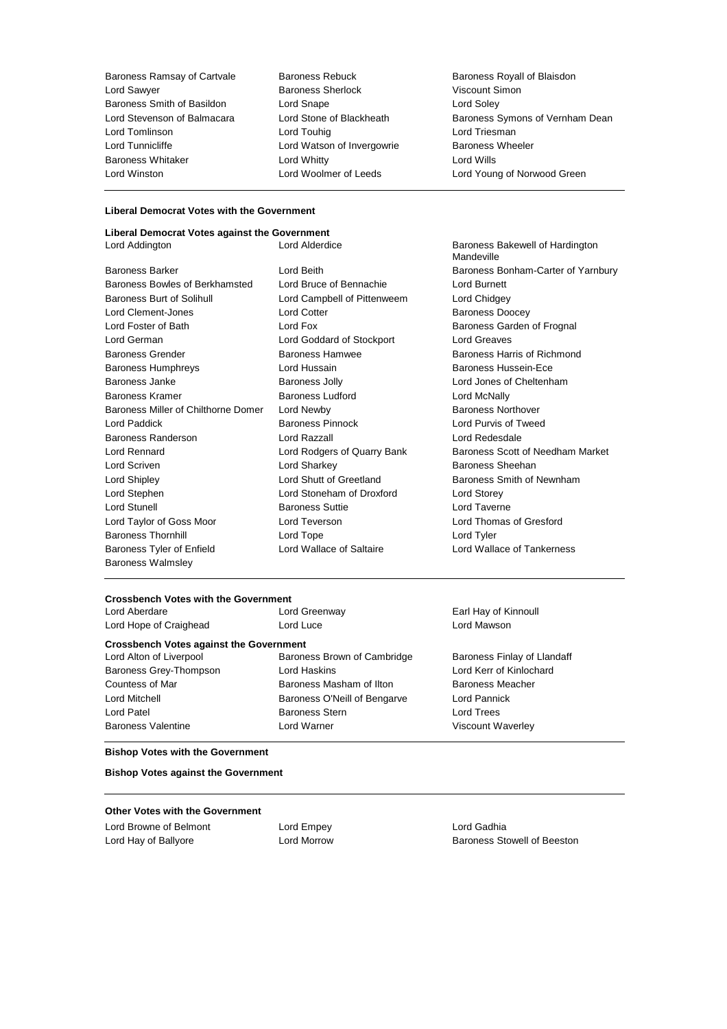Baroness Ramsay of Cartvale
Baroness Rebuck
Baroness Royall of Blaisdon
Lord Sawyer
Baroness Sherlock
Viscount Simon
Baroness Smith of Basildon
Lord Snape
Lord Soley
Lord Stevenson of Balmacara
Lord Stone of Blackheath
Baroness Symons of Vernham Dean
Lord Tomlinson
Lord Touhig
Lord Triesman
Lord Tunnicliffe
Lord Watson of Invergowrie
Baroness Wheeler
Baroness Whitaker
Lord Whitty
Lord Wills
Lord Winston
Lord Woolmer of Leeds
Lord Young of Norwood Green

**Liberal Democrat Votes with the Government**

**Liberal Democrat Votes against the Government**

Lord Addington
Lord Alderdice
Baroness Bakewell of Hardington Mandeville
Baroness Barker
Lord Beith
Baroness Bonham-Carter of Yarnbury
Baroness Bowles of Berkhamsted
Lord Bruce of Bennachie
Lord Burnett
Baroness Burt of Solihull
Lord Campbell of Pittenweem
Lord Chidgey
Lord Clement-Jones
Lord Cotter
Baroness Doocey
Lord Foster of Bath
Lord Fox
Baroness Garden of Frognal
Lord German
Lord Goddard of Stockport
Lord Greaves
Baroness Grender
Baroness Hamwee
Baroness Harris of Richmond
Baroness Humphreys
Lord Hussain
Baroness Hussein-Ece
Baroness Janke
Baroness Jolly
Lord Jones of Cheltenham
Baroness Kramer
Baroness Ludford
Lord McNally
Baroness Miller of Chilthorne Domer
Lord Newby
Baroness Northover
Lord Paddick
Baroness Pinnock
Lord Purvis of Tweed
Baroness Randerson
Lord Razzall
Lord Redesdale
Lord Rennard
Lord Rodgers of Quarry Bank
Baroness Scott of Needham Market
Lord Scriven
Lord Sharkey
Baroness Sheehan
Lord Shipley
Lord Shutt of Greetland
Baroness Smith of Newnham
Lord Stephen
Lord Stoneham of Droxford
Lord Storey
Lord Stunell
Baroness Suttie
Lord Taverne
Lord Taylor of Goss Moor
Lord Teverson
Lord Thomas of Gresford
Baroness Thornhill
Lord Tope
Lord Tyler
Baroness Tyler of Enfield
Lord Wallace of Saltaire
Lord Wallace of Tankerness
Baroness Walmsley

**Crossbench Votes with the Government**

Lord Aberdare
Lord Greenway
Earl Hay of Kinnoull
Lord Hope of Craighead
Lord Luce
Lord Mawson

**Crossbench Votes against the Government**

Lord Alton of Liverpool
Baroness Brown of Cambridge
Baroness Finlay of Llandaff
Baroness Grey-Thompson
Lord Haskins
Lord Kerr of Kinlochard
Countess of Mar
Baroness Masham of Ilton
Baroness Meacher
Lord Mitchell
Baroness O'Neill of Bengarve
Lord Pannick
Lord Patel
Baroness Stern
Lord Trees
Baroness Valentine
Lord Warner
Viscount Waverley

**Bishop Votes with the Government**

**Bishop Votes against the Government**

**Other Votes with the Government**

Lord Browne of Belmont
Lord Empey
Lord Gadhia
Lord Hay of Ballyore
Lord Morrow
Baroness Stowell of Beeston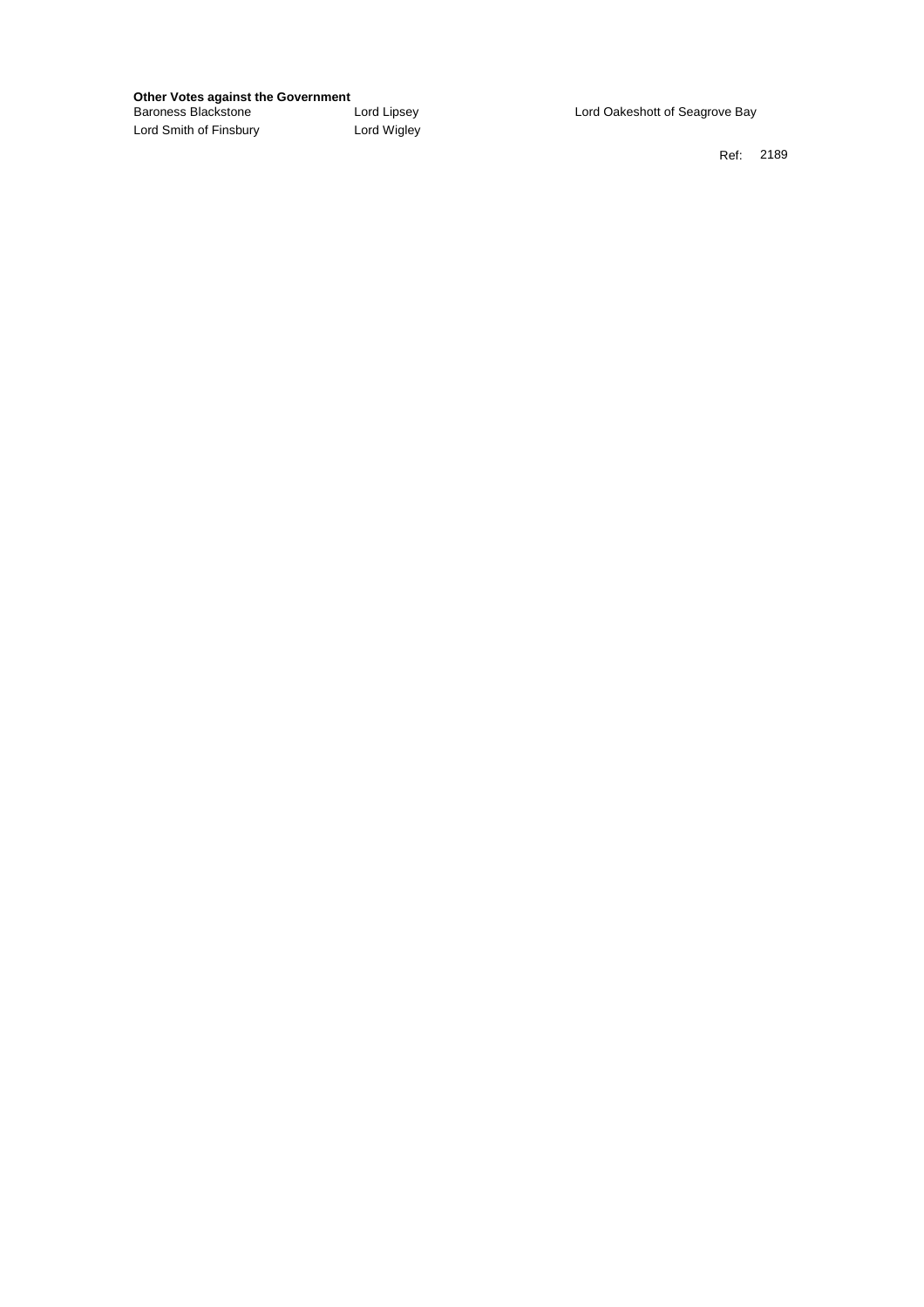**Other Votes against the Government**

| | | |
|---|---|---|
| Baroness Blackstone | Lord Lipsey | Lord Oakeshott of Seagrove Bay |
| Lord Smith of Finsbury | Lord Wigley | |

Ref: 2189